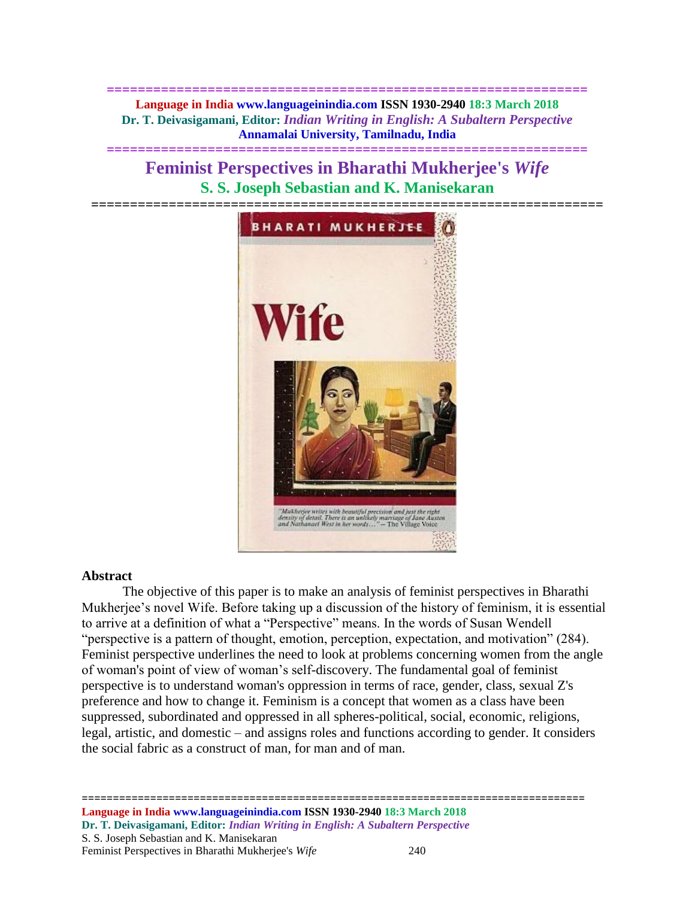# Feminist Perspectives in Bharathi Mukherjee's *Wife*

## S. S. Joseph Sebastian and K. Manisekaran

### Abstract

The objective of this paper is to make an analysis of feminist perspectives in Bharathi Mukherjee's novel Wife. Before taking up a discussion of the history of feminism, it is essential to arrive at a definition of what a "Perspective" means. In the words of Susan Wendell "perspective is a pattern of thought, emotion, perception, expectation, and motivation" (284). Feminist perspective underlines the need to look at problems concerning women from the angle of woman's point of view of woman's self-discovery. The fundamental goal of feminist perspective is to understand woman's oppression in terms of race, gender, class, sexual Z's preference and how to change it. Feminism is a concept that women as a class have been suppressed, subordinated and oppressed in all spheres-political, social, economic, religions, legal, artistic, and domestic – and assigns roles and functions according to gender. It considers the social fabric as a construct of man, for man and of man.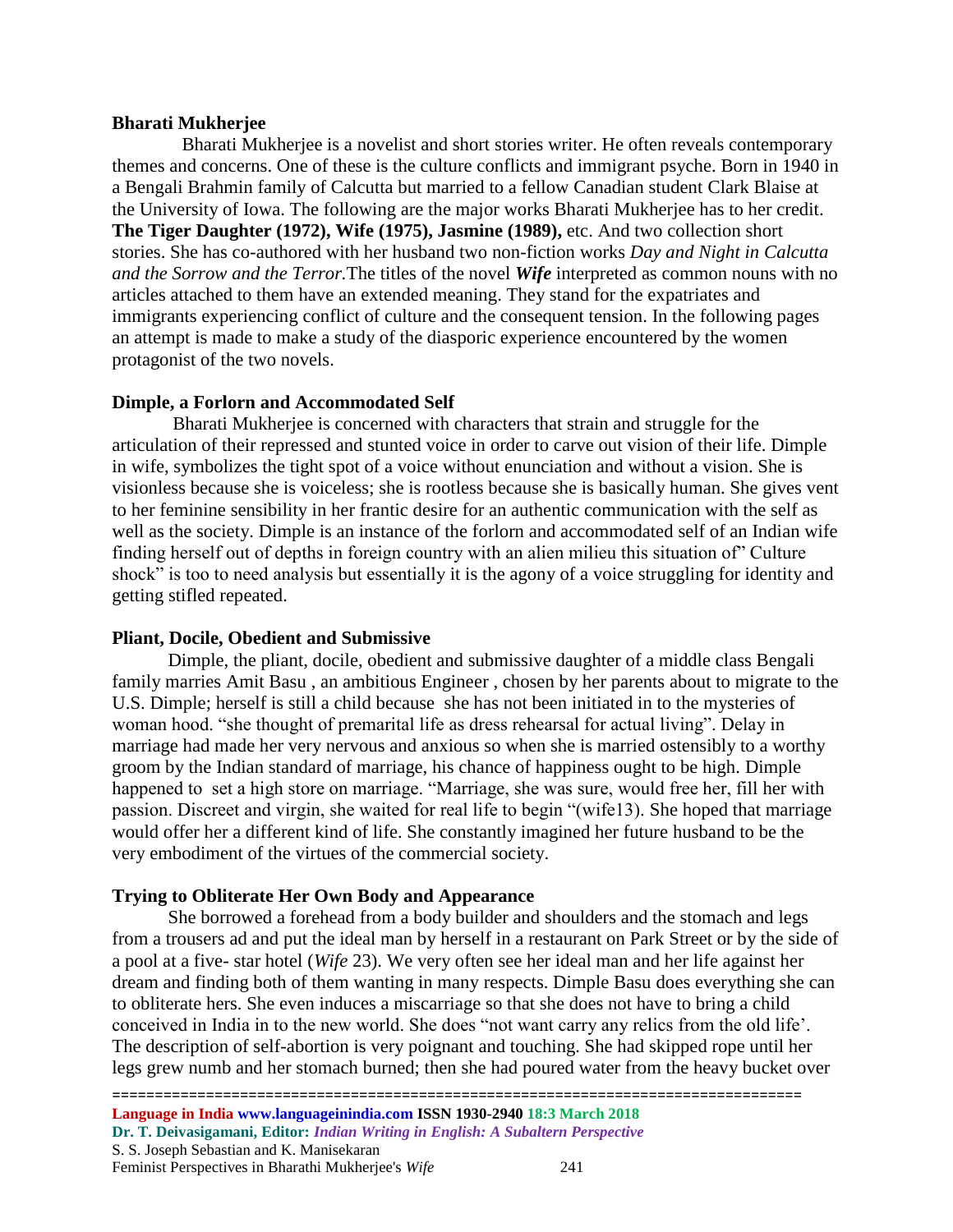**Bharati Mukherjee**

Bharati Mukherjee is a novelist and short stories writer. He often reveals contemporary themes and concerns. One of these is the culture conflicts and immigrant psyche. Born in 1940 in a Bengali Brahmin family of Calcutta but married to a fellow Canadian student Clark Blaise at the University of Iowa. The following are the major works Bharati Mukherjee has to her credit. **The Tiger Daughter (1972), Wife (1975), Jasmine (1989),** etc. And two collection short stories. She has co-authored with her husband two non-fiction works *Day and Night in Calcutta and the Sorrow and the Terror.*The titles of the novel ***Wife*** interpreted as common nouns with no articles attached to them have an extended meaning. They stand for the expatriates and immigrants experiencing conflict of culture and the consequent tension. In the following pages an attempt is made to make a study of the diasporic experience encountered by the women protagonist of the two novels.

**Dimple, a Forlorn and Accommodated Self**

Bharati Mukherjee is concerned with characters that strain and struggle for the articulation of their repressed and stunted voice in order to carve out vision of their life. Dimple in wife, symbolizes the tight spot of a voice without enunciation and without a vision. She is visionless because she is voiceless; she is rootless because she is basically human. She gives vent to her feminine sensibility in her frantic desire for an authentic communication with the self as well as the society. Dimple is an instance of the forlorn and accommodated self of an Indian wife finding herself out of depths in foreign country with an alien milieu this situation of" Culture shock" is too to need analysis but essentially it is the agony of a voice struggling for identity and getting stifled repeated.

**Pliant, Docile, Obedient and Submissive**

Dimple, the pliant, docile, obedient and submissive daughter of a middle class Bengali family marries Amit Basu , an ambitious Engineer , chosen by her parents about to migrate to the U.S. Dimple; herself is still a child because she has not been initiated in to the mysteries of woman hood. "she thought of premarital life as dress rehearsal for actual living". Delay in marriage had made her very nervous and anxious so when she is married ostensibly to a worthy groom by the Indian standard of marriage, his chance of happiness ought to be high. Dimple happened to set a high store on marriage. "Marriage, she was sure, would free her, fill her with passion. Discreet and virgin, she waited for real life to begin "(wife13). She hoped that marriage would offer her a different kind of life. She constantly imagined her future husband to be the very embodiment of the virtues of the commercial society.

**Trying to Obliterate Her Own Body and Appearance**

She borrowed a forehead from a body builder and shoulders and the stomach and legs from a trousers ad and put the ideal man by herself in a restaurant on Park Street or by the side of a pool at a five- star hotel (*Wife* 23). We very often see her ideal man and her life against her dream and finding both of them wanting in many respects. Dimple Basu does everything she can to obliterate hers. She even induces a miscarriage so that she does not have to bring a child conceived in India in to the new world. She does "not want carry any relics from the old life'. The description of self-abortion is very poignant and touching. She had skipped rope until her legs grew numb and her stomach burned; then she had poured water from the heavy bucket over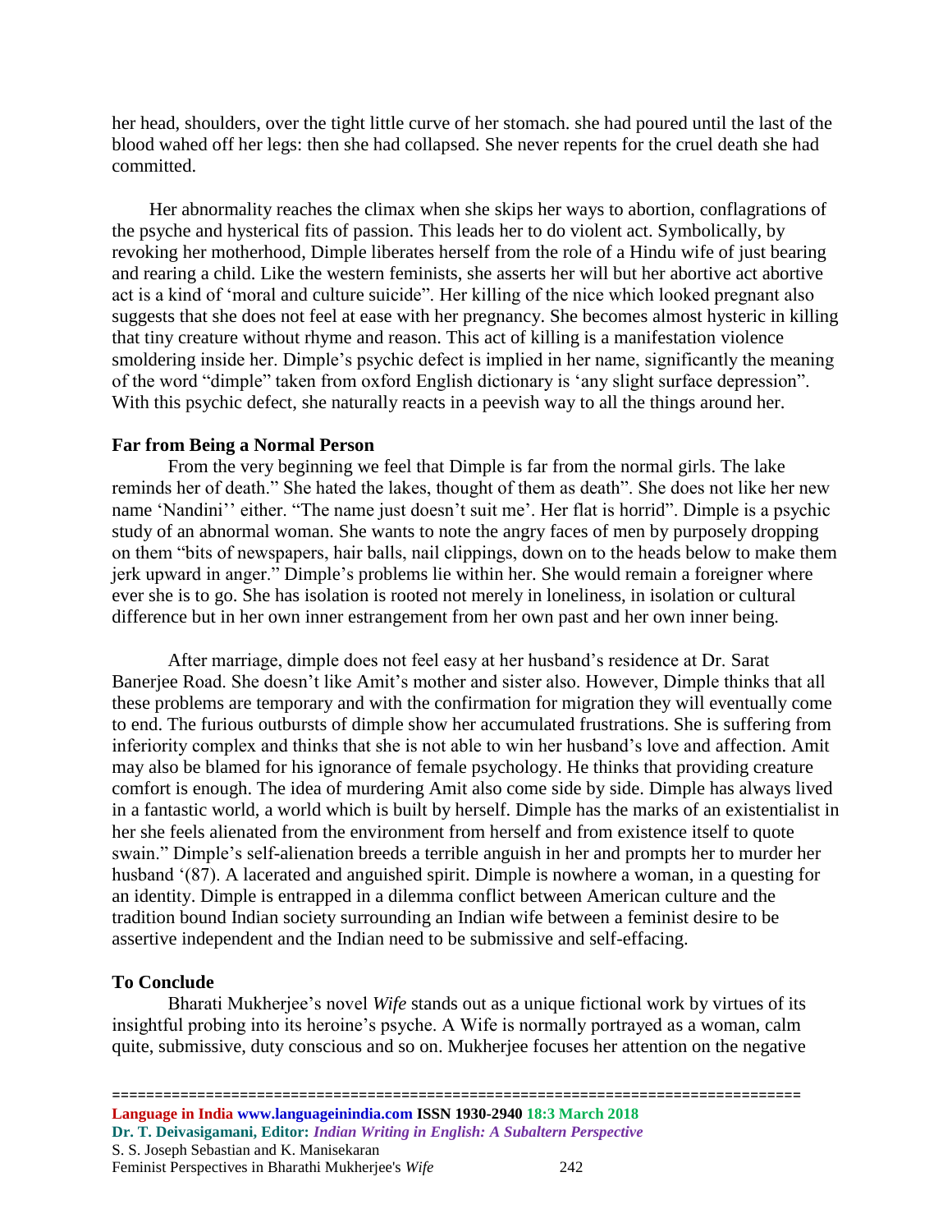her head, shoulders, over the tight little curve of her stomach. she had poured until the last of the blood wahed off her legs: then she had collapsed. She never repents for the cruel death she had committed.

Her abnormality reaches the climax when she skips her ways to abortion, conflagrations of the psyche and hysterical fits of passion. This leads her to do violent act. Symbolically, by revoking her motherhood, Dimple liberates herself from the role of a Hindu wife of just bearing and rearing a child. Like the western feminists, she asserts her will but her abortive act abortive act is a kind of 'moral and culture suicide". Her killing of the nice which looked pregnant also suggests that she does not feel at ease with her pregnancy. She becomes almost hysteric in killing that tiny creature without rhyme and reason. This act of killing is a manifestation violence smoldering inside her. Dimple's psychic defect is implied in her name, significantly the meaning of the word "dimple" taken from oxford English dictionary is 'any slight surface depression". With this psychic defect, she naturally reacts in a peevish way to all the things around her.

### Far from Being a Normal Person

From the very beginning we feel that Dimple is far from the normal girls. The lake reminds her of death." She hated the lakes, thought of them as death". She does not like her new name 'Nandini'' either. "The name just doesn't suit me'. Her flat is horrid". Dimple is a psychic study of an abnormal woman. She wants to note the angry faces of men by purposely dropping on them "bits of newspapers, hair balls, nail clippings, down on to the heads below to make them jerk upward in anger." Dimple's problems lie within her. She would remain a foreigner where ever she is to go. She has isolation is rooted not merely in loneliness, in isolation or cultural difference but in her own inner estrangement from her own past and her own inner being.

After marriage, dimple does not feel easy at her husband's residence at Dr. Sarat Banerjee Road. She doesn't like Amit's mother and sister also. However, Dimple thinks that all these problems are temporary and with the confirmation for migration they will eventually come to end. The furious outbursts of dimple show her accumulated frustrations. She is suffering from inferiority complex and thinks that she is not able to win her husband's love and affection. Amit may also be blamed for his ignorance of female psychology. He thinks that providing creature comfort is enough. The idea of murdering Amit also come side by side. Dimple has always lived in a fantastic world, a world which is built by herself. Dimple has the marks of an existentialist in her she feels alienated from the environment from herself and from existence itself to quote swain." Dimple's self-alienation breeds a terrible anguish in her and prompts her to murder her husband '(87). A lacerated and anguished spirit. Dimple is nowhere a woman, in a questing for an identity. Dimple is entrapped in a dilemma conflict between American culture and the tradition bound Indian society surrounding an Indian wife between a feminist desire to be assertive independent and the Indian need to be submissive and self-effacing.

### To Conclude

Bharati Mukherjee's novel *Wife* stands out as a unique fictional work by virtues of its insightful probing into its heroine's psyche. A Wife is normally portrayed as a woman, calm quite, submissive, duty conscious and so on. Mukherjee focuses her attention on the negative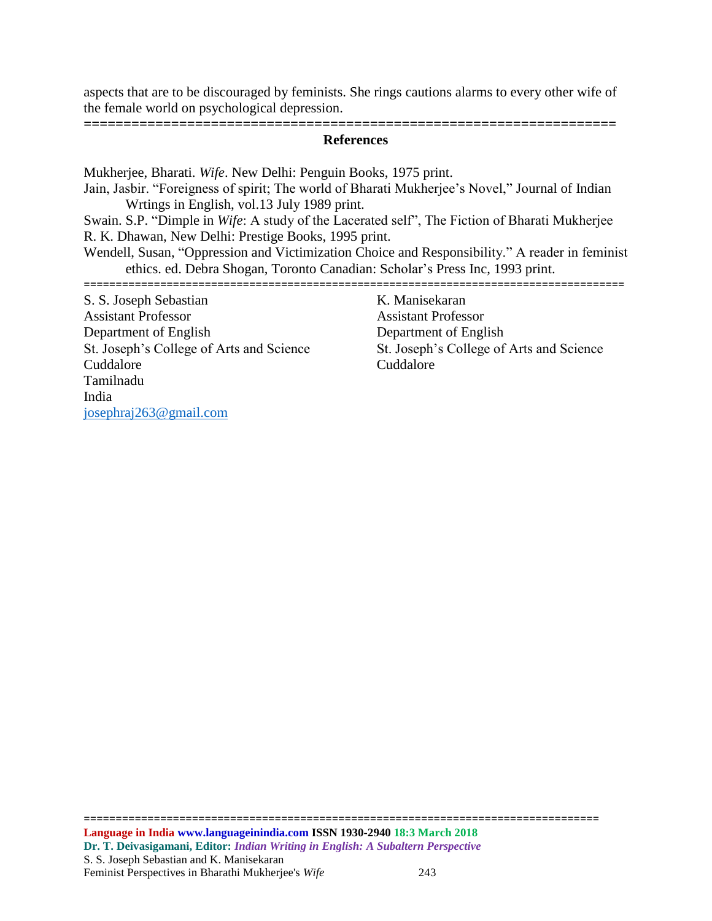aspects that are to be discouraged by feminists. She rings cautions alarms to every other wife of the female world on psychological depression.

================================================================

## References

Mukherjee, Bharati. *Wife*. New Delhi: Penguin Books, 1975 print.

Jain, Jasbir. "Foreigness of spirit; The world of Bharati Mukherjee's Novel," Journal of Indian Wrtings in English, vol.13 July 1989 print.

Swain. S.P. "Dimple in *Wife*: A study of the Lacerated self", The Fiction of Bharati Mukherjee R. K. Dhawan, New Delhi: Prestige Books, 1995 print.

Wendell, Susan, "Oppression and Victimization Choice and Responsibility." A reader in feminist ethics. ed. Debra Shogan, Toronto Canadian: Scholar's Press Inc, 1993 print.

================================================================

S. S. Joseph Sebastian
Assistant Professor
Department of English
St. Joseph's College of Arts and Science
Cuddalore
Tamilnadu
India
josephraj263@gmail.com

K. Manisekaran
Assistant Professor
Department of English
St. Joseph's College of Arts and Science
Cuddalore